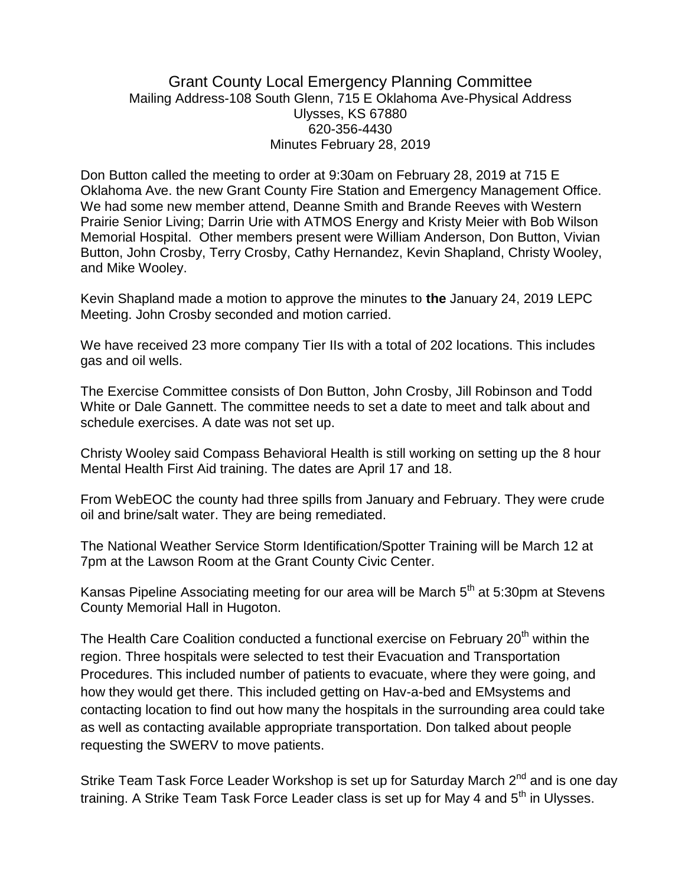# Grant County Local Emergency Planning Committee

Mailing Address-108 South Glenn, 715 E Oklahoma Ave-Physical Address
Ulysses, KS 67880
620-356-4430
Minutes February 28, 2019

Don Button called the meeting to order at 9:30am on February 28, 2019 at 715 E Oklahoma Ave. the new Grant County Fire Station and Emergency Management Office. We had some new member attend, Deanne Smith and Brande Reeves with Western Prairie Senior Living; Darrin Urie with ATMOS Energy and Kristy Meier with Bob Wilson Memorial Hospital. Other members present were William Anderson, Don Button, Vivian Button, John Crosby, Terry Crosby, Cathy Hernandez, Kevin Shapland, Christy Wooley, and Mike Wooley.

Kevin Shapland made a motion to approve the minutes to **the** January 24, 2019 LEPC Meeting. John Crosby seconded and motion carried.

We have received 23 more company Tier IIs with a total of 202 locations. This includes gas and oil wells.

The Exercise Committee consists of Don Button, John Crosby, Jill Robinson and Todd White or Dale Gannett. The committee needs to set a date to meet and talk about and schedule exercises. A date was not set up.

Christy Wooley said Compass Behavioral Health is still working on setting up the 8 hour Mental Health First Aid training. The dates are April 17 and 18.

From WebEOC the county had three spills from January and February. They were crude oil and brine/salt water. They are being remediated.

The National Weather Service Storm Identification/Spotter Training will be March 12 at 7pm at the Lawson Room at the Grant County Civic Center.

Kansas Pipeline Associating meeting for our area will be March 5th at 5:30pm at Stevens County Memorial Hall in Hugoton.

The Health Care Coalition conducted a functional exercise on February 20th within the region. Three hospitals were selected to test their Evacuation and Transportation Procedures. This included number of patients to evacuate, where they were going, and how they would get there. This included getting on Hav-a-bed and EMsystems and contacting location to find out how many the hospitals in the surrounding area could take as well as contacting available appropriate transportation. Don talked about people requesting the SWERV to move patients.

Strike Team Task Force Leader Workshop is set up for Saturday March 2nd and is one day training. A Strike Team Task Force Leader class is set up for May 4 and 5th in Ulysses.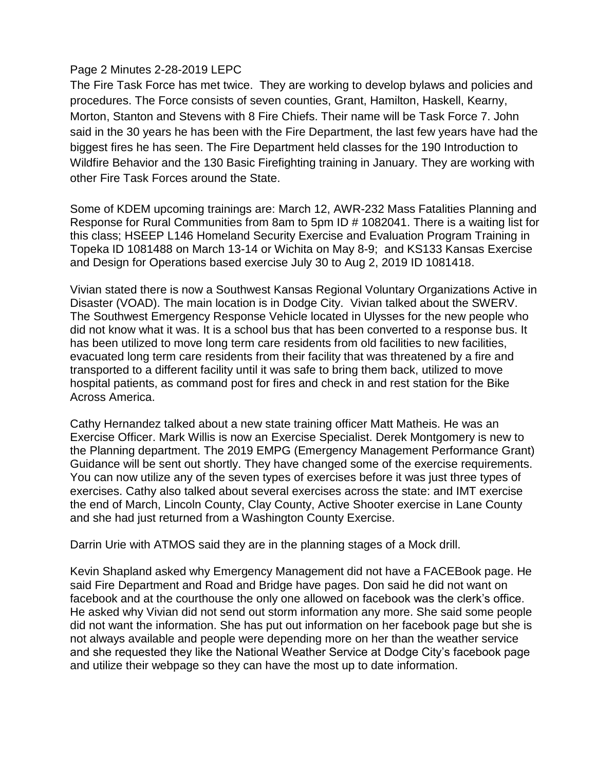The Fire Task Force has met twice. They are working to develop bylaws and policies and procedures. The Force consists of seven counties, Grant, Hamilton, Haskell, Kearny, Morton, Stanton and Stevens with 8 Fire Chiefs. Their name will be Task Force 7. John said in the 30 years he has been with the Fire Department, the last few years have had the biggest fires he has seen. The Fire Department held classes for the 190 Introduction to Wildfire Behavior and the 130 Basic Firefighting training in January. They are working with other Fire Task Forces around the State.

Some of KDEM upcoming trainings are: March 12, AWR-232 Mass Fatalities Planning and Response for Rural Communities from 8am to 5pm ID # 1082041. There is a waiting list for this class; HSEEP L146 Homeland Security Exercise and Evaluation Program Training in Topeka ID 1081488 on March 13-14 or Wichita on May 8-9; and KS133 Kansas Exercise and Design for Operations based exercise July 30 to Aug 2, 2019 ID 1081418.

Vivian stated there is now a Southwest Kansas Regional Voluntary Organizations Active in Disaster (VOAD). The main location is in Dodge City. Vivian talked about the SWERV. The Southwest Emergency Response Vehicle located in Ulysses for the new people who did not know what it was. It is a school bus that has been converted to a response bus. It has been utilized to move long term care residents from old facilities to new facilities, evacuated long term care residents from their facility that was threatened by a fire and transported to a different facility until it was safe to bring them back, utilized to move hospital patients, as command post for fires and check in and rest station for the Bike Across America.

Cathy Hernandez talked about a new state training officer Matt Matheis. He was an Exercise Officer. Mark Willis is now an Exercise Specialist. Derek Montgomery is new to the Planning department. The 2019 EMPG (Emergency Management Performance Grant) Guidance will be sent out shortly. They have changed some of the exercise requirements. You can now utilize any of the seven types of exercises before it was just three types of exercises. Cathy also talked about several exercises across the state: and IMT exercise the end of March, Lincoln County, Clay County, Active Shooter exercise in Lane County and she had just returned from a Washington County Exercise.

Darrin Urie with ATMOS said they are in the planning stages of a Mock drill.

Kevin Shapland asked why Emergency Management did not have a FACEBook page. He said Fire Department and Road and Bridge have pages. Don said he did not want on facebook and at the courthouse the only one allowed on facebook was the clerk's office. He asked why Vivian did not send out storm information any more. She said some people did not want the information. She has put out information on her facebook page but she is not always available and people were depending more on her than the weather service and she requested they like the National Weather Service at Dodge City's facebook page and utilize their webpage so they can have the most up to date information.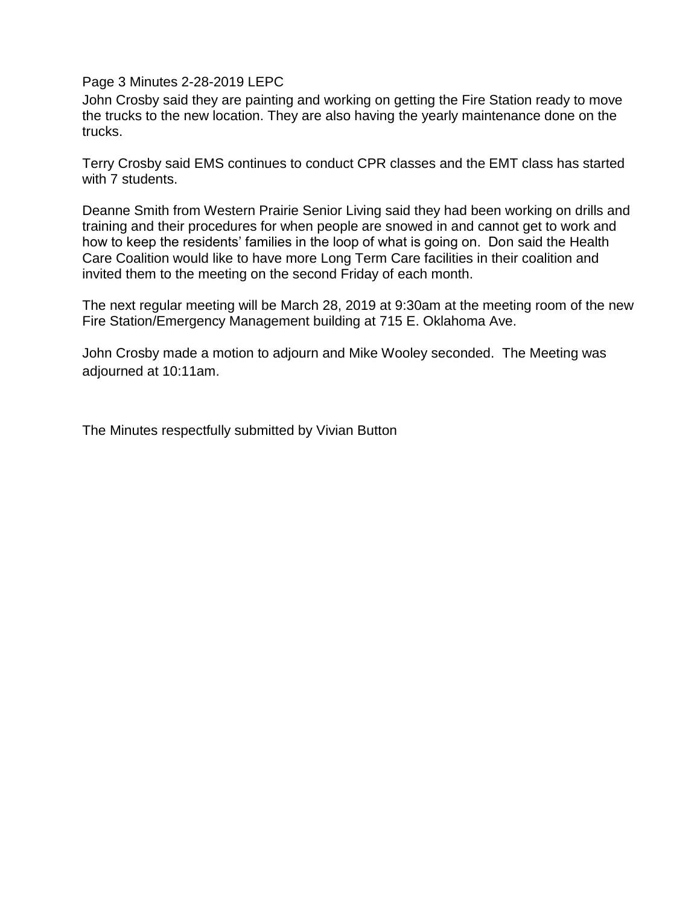John Crosby said they are painting and working on getting the Fire Station ready to move the trucks to the new location. They are also having the yearly maintenance done on the trucks.

Terry Crosby said EMS continues to conduct CPR classes and the EMT class has started with 7 students.

Deanne Smith from Western Prairie Senior Living said they had been working on drills and training and their procedures for when people are snowed in and cannot get to work and how to keep the residents' families in the loop of what is going on. Don said the Health Care Coalition would like to have more Long Term Care facilities in their coalition and invited them to the meeting on the second Friday of each month.

The next regular meeting will be March 28, 2019 at 9:30am at the meeting room of the new Fire Station/Emergency Management building at 715 E. Oklahoma Ave.

John Crosby made a motion to adjourn and Mike Wooley seconded. The Meeting was adjourned at 10:11am.

The Minutes respectfully submitted by Vivian Button